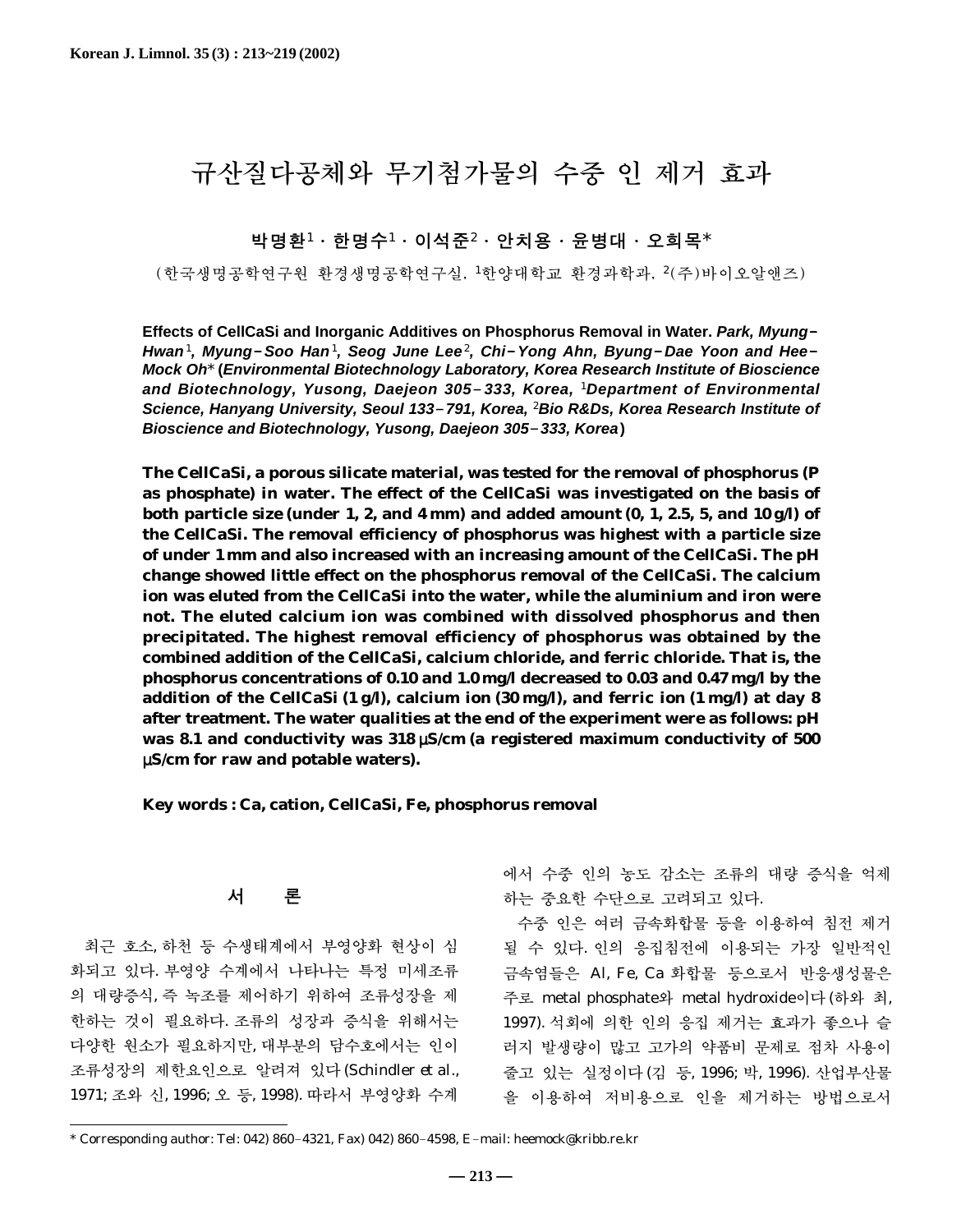# 규산질다공체와 무기첨가물의 수중 인 제거 효과

**박명환[1] · 한명수[1] · 이석준[2] · 안치용 · 윤병대 · 오희목***

(한국생명공학연구원 환경생명공학연구실, [1]한양대학교 환경과학과, [2](주)바이오알앤즈)

**Effects of CellCaSi and Inorganic Additives on Phosphorus Removal in Water.** ***Park, Myung-Hwan*[1]*, Myung-Soo Han*[1]*, Seog June Lee*[2]*, Chi-Yong Ahn, Byung-Dae Yoon and Hee-Mock Oh*\* (*Environmental Biotechnology Laboratory, Korea Research Institute of Bioscience and Biotechnology, Yusong, Daejeon 305-333, Korea,* [1]*Department of Environmental Science, Hanyang University, Seoul 133-791, Korea,* [2]*Bio R&Ds, Korea Research Institute of Bioscience and Biotechnology, Yusong, Daejeon 305-333, Korea*)

**The CellCaSi, a porous silicate material, was tested for the removal of phosphorus (P as phosphate) in water. The effect of the CellCaSi was investigated on the basis of both particle size (under 1, 2, and 4 mm) and added amount (0, 1, 2.5, 5, and 10 g/l) of the CellCaSi. The removal efficiency of phosphorus was highest with a particle size of under 1 mm and also increased with an increasing amount of the CellCaSi. The pH change showed little effect on the phosphorus removal of the CellCaSi. The calcium ion was eluted from the CellCaSi into the water, while the aluminium and iron were not. The eluted calcium ion was combined with dissolved phosphorus and then precipitated. The highest removal efficiency of phosphorus was obtained by the combined addition of the CellCaSi, calcium chloride, and ferric chloride. That is, the phosphorus concentrations of 0.10 and 1.0 mg/l decreased to 0.03 and 0.47 mg/l by the addition of the CellCaSi (1 g/l), calcium ion (30 mg/l), and ferric ion (1 mg/l) at day 8 after treatment. The water qualities at the end of the experiment were as follows: pH was 8.1 and conductivity was 318 μS/cm (a registered maximum conductivity of 500 μS/cm for raw and potable waters).**

**Key words : Ca, cation, CellCaSi, Fe, phosphorus removal**

## 서 론

최근 호소, 하천 등 수생태계에서 부영양화 현상이 심화되고 있다. 부영양 수계에서 나타나는 특정 미세조류의 대량증식, 즉 녹조를 제어하기 위하여 조류성장을 제한하는 것이 필요하다. 조류의 성장과 증식을 위해서는 다양한 원소가 필요하지만, 대부분의 담수호에서는 인이 조류성장의 제한요인으로 알려져 있다 (Schindler *et al*., 1971; 조와 신, 1996; 오 등, 1998). 따라서 부영양화 수계에서 수중 인의 농도 감소는 조류의 대량 증식을 억제하는 중요한 수단으로 고려되고 있다.

수중 인은 여러 금속화합물 등을 이용하여 침전 제거될 수 있다. 인의 응집침전에 이용되는 가장 일반적인 금속염들은 Al, Fe, Ca 화합물 등으로서 반응생성물은 주로 metal phosphate와 metal hydroxide이다 (하와 최, 1997). 석회에 의한 인의 응집 제거는 효과가 좋으나 슬러지 발생량이 많고 고가의 약품비 문제로 점차 사용이 줄고 있는 실정이다 (김 등, 1996; 박, 1996). 산업부산물을 이용하여 저비용으로 인을 제거하는 방법으로서

\* Corresponding author: Tel: 042) 860-4321, Fax) 042) 860-4598, E-mail: heemock@kribb.re.kr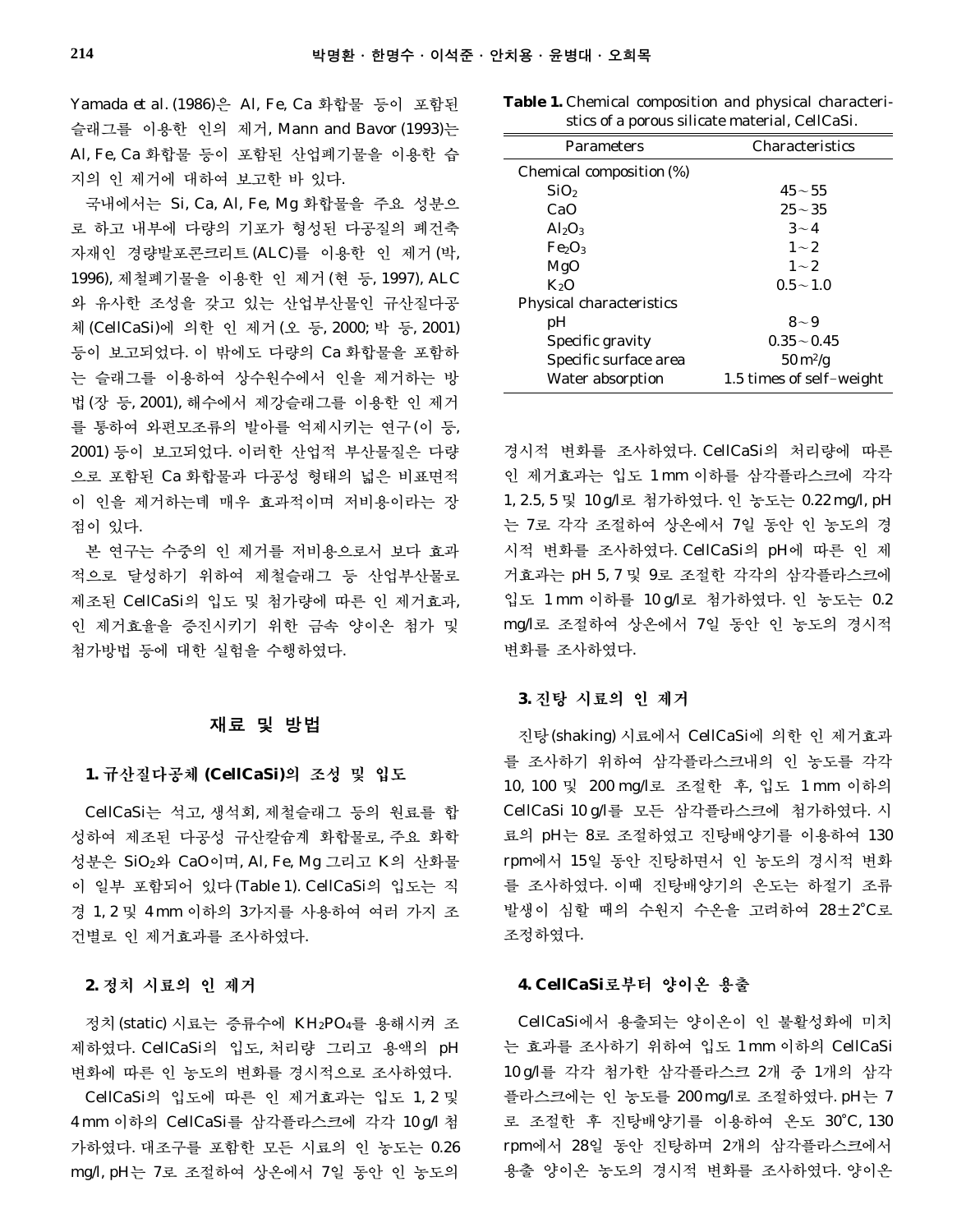Yamada *et al.* (1986)은 Al, Fe, Ca 화합물 등이 포함된 슬래그를 이용한 인의 제거, Mann and Bavor (1993)는 Al, Fe, Ca 화합물 등이 포함된 산업폐기물을 이용한 습지의 인 제거에 대하여 보고한 바 있다.

국내에서는 Si, Ca, Al, Fe, Mg 화합물을 주요 성분으로 하고 내부에 다량의 기포가 형성된 다공질의 폐건축자재인 경량발포콘크리트 (ALC)를 이용한 인 제거 (박, 1996), 제철폐기물을 이용한 인 제거 (현 등, 1997), ALC와 유사한 조성을 갖고 있는 산업부산물인 규산질다공체 (CellCaSi)에 의한 인 제거 (오 등, 2000; 박 등, 2001) 등이 보고되었다. 이 밖에도 다량의 Ca 화합물을 포함하는 슬래그를 이용하여 상수원수에서 인을 제거하는 방법 (장 등, 2001), 해수에서 제강슬래그를 이용한 인 제거를 통하여 와편모조류의 발아를 억제시키는 연구 (이 등, 2001) 등이 보고되었다. 이러한 산업적 부산물질은 다량으로 포함된 Ca 화합물과 다공성 형태의 넓은 비표면적이 인을 제거하는데 매우 효과적이며 저비용이라는 장점이 있다.

본 연구는 수중의 인 제거를 저비용으로서 보다 효과적으로 달성하기 위하여 제철슬래그 등 산업부산물로 제조된 CellCaSi의 입도 및 첨가량에 따른 인 제거효과, 인 제거효율을 증진시키기 위한 금속 양이온 첨가 및 첨가방법 등에 대한 실험을 수행하였다.

## 재료 및 방법

### 1. 규산질다공체 (CellCaSi)의 조성 및 입도

CellCaSi는 석고, 생석회, 제철슬래그 등의 원료를 합성하여 제조된 다공성 규산칼슘계 화합물로, 주요 화학성분은 $SiO_2$와 CaO이며, Al, Fe, Mg 그리고 K의 산화물이 일부 포함되어 있다 (Table 1). CellCaSi의 입도는 직경 1, 2 및 4 mm 이하의 3가지를 사용하여 여러 가지 조건별로 인 제거효과를 조사하였다.

**Table 1.** Chemical composition and physical characteristics of a porous silicate material, CellCaSi.

| Parameters | Characteristics |
|---|---|
| Chemical composition (%) | |
| $SiO_2$ | 45～55 |
| CaO | 25～35 |
| $Al_2O_3$ | 3～4 |
| $Fe_2O_3$ | 1～2 |
| MgO | 1～2 |
| $K_2O$ | 0.5～1.0 |
| Physical characteristics | |
| pH | 8～9 |
| Specific gravity | 0.35～0.45 |
| Specific surface area | 50 $m^2$/g |
| Water absorption | 1.5 times of self-weight |

### 2. 정치 시료의 인 제거

정치 (static) 시료는 증류수에 $KH_2PO_4$를 용해시켜 조제하였다. CellCaSi의 입도, 처리량 그리고 용액의 pH 변화에 따른 인 농도의 변화를 경시적으로 조사하였다.

CellCaSi의 입도에 따른 인 제거효과는 입도 1, 2 및 4 mm 이하의 CellCaSi를 삼각플라스크에 각각 10 g/l 첨가하였다. 대조구를 포함한 모든 시료의 인 농도는 0.26 mg/l, pH는 7로 조절하여 상온에서 7일 동안 인 농도의 경시적 변화를 조사하였다. CellCaSi의 처리량에 따른 인 제거효과는 입도 1 mm 이하를 삼각플라스크에 각각 1, 2.5, 5 및 10 g/l로 첨가하였다. 인 농도는 0.22 mg/l, pH는 7로 각각 조절하여 상온에서 7일 동안 인 농도의 경시적 변화를 조사하였다. CellCaSi의 pH에 따른 인 제거효과는 pH 5, 7 및 9로 조절한 각각의 삼각플라스크에 입도 1 mm 이하를 10 g/l로 첨가하였다. 인 농도는 0.2 mg/l로 조절하여 상온에서 7일 동안 인 농도의 경시적 변화를 조사하였다.

### 3. 진탕 시료의 인 제거

진탕 (shaking) 시료에서 CellCaSi에 의한 인 제거효과를 조사하기 위하여 삼각플라스크내의 인 농도를 각각 10, 100 및 200 mg/l로 조절한 후, 입도 1 mm 이하의 CellCaSi 10 g/l를 모든 삼각플라스크에 첨가하였다. 시료의 pH는 8로 조절하였고 진탕배양기를 이용하여 130 rpm에서 15일 동안 진탕하면서 인 농도의 경시적 변화를 조사하였다. 이때 진탕배양기의 온도는 하절기 조류 발생이 심할 때의 수원지 수온을 고려하여 28±2°C로 조정하였다.

### 4. CellCaSi로부터 양이온 용출

CellCaSi에서 용출되는 양이온이 인 불활성화에 미치는 효과를 조사하기 위하여 입도 1 mm 이하의 CellCaSi 10 g/l를 각각 첨가한 삼각플라스크 2개 중 1개의 삼각플라스크에는 인 농도를 200 mg/l로 조절하였다. pH는 7로 조절한 후 진탕배양기를 이용하여 온도 30°C, 130 rpm에서 28일 동안 진탕하며 2개의 삼각플라스크에서 용출 양이온 농도의 경시적 변화를 조사하였다. 양이온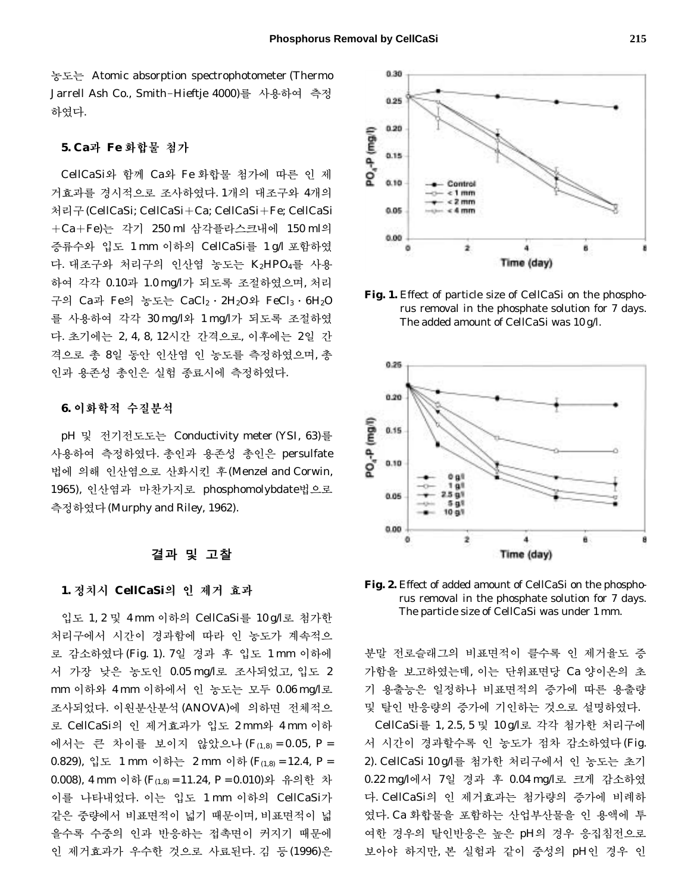농도는 Atomic absorption spectrophotometer (Thermo Jarrell Ash Co., Smith-Hieftje 4000)를 사용하여 측정하였다.

### 5. Ca과 Fe 화합물 첨가

CellCaSi와 함께 Ca와 Fe 화합물 첨가에 따른 인 제거효과를 경시적으로 조사하였다. 1개의 대조구와 4개의 처리구(CellCaSi; CellCaSi+Ca; CellCaSi+Fe; CellCaSi+Ca+Fe)는 각기 250 ml 삼각플라스크내에 150 ml의 증류수와 입도 1 mm 이하의 CellCaSi를 1 g/l 포함하였다. 대조구와 처리구의 인산염 농도는 $K_2HPO_4$를 사용하여 각각 0.10과 1.0 mg/l가 되도록 조절하였으며, 처리구의 Ca과 Fe의 농도는 $CaCl_2 \cdot 2H_2O$와 $FeCl_3 \cdot 6H_2O$를 사용하여 각각 30 mg/l와 1 mg/l가 되도록 조절하였다. 초기에는 2, 4, 8, 12시간 간격으로, 이후에는 2일 간격으로 총 8일 동안 인산염 인 농도를 측정하였으며, 총인과 용존성 총인은 실험 종료시에 측정하였다.

### 6. 이화학적 수질분석

pH 및 전기전도도는 Conductivity meter (YSI, 63)를 사용하여 측정하였다. 총인과 용존성 총인은 persulfate법에 의해 인산염으로 산화시킨 후(Menzel and Corwin, 1965), 인산염과 마찬가지로 phosphomolybdate법으로 측정하였다(Murphy and Riley, 1962).

## 결과 및 고찰

### 1. 정치시 CellCaSi의 인 제거 효과

입도 1, 2 및 4 mm 이하의 CellCaSi를 10 g/l로 첨가한 처리구에서 시간이 경과함에 따라 인 농도가 계속적으로 감소하였다(Fig. 1). 7일 경과 후 입도 1 mm 이하에서 가장 낮은 농도인 0.05 mg/l로 조사되었고, 입도 2 mm 이하와 4 mm 이하에서 인 농도는 모두 0.06 mg/l로 조사되었다. 이원분산분석(ANOVA)에 의하면 전체적으로 CellCaSi의 인 제거효과가 입도 2 mm와 4 mm 이하에서는 큰 차이를 보이지 않았으나 ($F_{(1,8)}=0.05$, $P=0.829$), 입도 1 mm 이하는 2 mm 이하 ($F_{(1,8)}=12.4$, $P=0.008$), 4 mm 이하 ($F_{(1,8)}=11.24$, $P=0.010$)와 유의한 차이를 나타내었다. 이는 입도 1 mm 이하의 CellCaSi가 같은 중량에서 비표면적이 넓기 때문이며, 비표면적이 넓을수록 수중의 인과 반응하는 접촉면이 커지기 때문에 인 제거효과가 우수한 것으로 사료된다. 김 등(1996)은 분말 전로슬래그의 비표면적이 클수록 인 제거율도 증가함을 보고하였는데, 이는 단위표면당 Ca 양이온의 초기 용출능은 일정하나 비표면적의 증가에 따른 용출량 및 탈인 반응량의 증가에 기인하는 것으로 설명하였다.

Fig. 1. Effect of particle size of CellCaSi on the phosphorus removal in the phosphate solution for 7 days. The added amount of CellCaSi was 10 g/l.

Fig. 2. Effect of added amount of CellCaSi on the phosphorus removal in the phosphate solution for 7 days. The particle size of CellCaSi was under 1 mm.

CellCaSi를 1, 2.5, 5 및 10 g/l로 각각 첨가한 처리구에서 시간이 경과할수록 인 농도가 점차 감소하였다(Fig. 2). CellCaSi 10 g/l를 첨가한 처리구에서 인 농도는 초기 0.22 mg/l에서 7일 경과 후 0.04 mg/l로 크게 감소하였다. CellCaSi의 인 제거효과는 첨가량의 증가에 비례하였다. Ca 화합물을 포함하는 산업부산물을 인 용액에 투여한 경우의 탈인반응은 높은 pH의 경우 응집침전으로 보아야 하지만, 본 실험과 같이 중성의 pH인 경우 인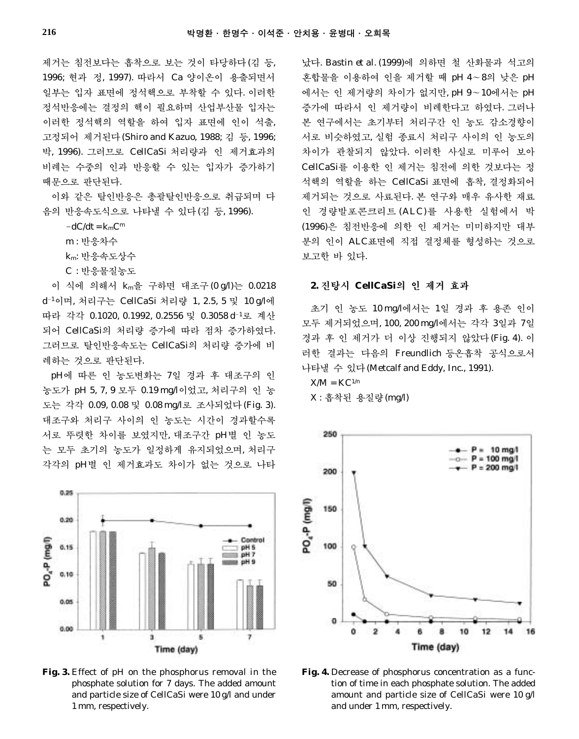제거는 침전보다는 흡착으로 보는 것이 타당하다(김 등, 1996; 현과 정, 1997). 따라서 Ca 양이온이 용출되면서 일부는 입자 표면에 정석핵으로 부착할 수 있다. 이러한 정석반응에는 결정의 핵이 필요하며 산업부산물 입자는 이러한 정석핵의 역할을 하여 입자 표면에 인이 석출, 고정되어 제거된다(Shiro and Kazuo, 1988; 김 등, 1996; 박, 1996). 그러므로 CellCaSi 처리량과 인 제거효과의 비례는 수중의 인과 반응할 수 있는 입자가 증가하기 때문으로 판단된다.

이와 같은 탈인반응은 총괄탈인반응으로 취급되며 다음의 반응속도식으로 나타낼 수 있다(김 등, 1996).

$$-dC/dt = k_m C^m$$

m : 반응차수

$k_m$: 반응속도상수

C : 반응물질농도

이 식에 의해서 $k_m$을 구하면 대조구(0 g/l)는 0.0218 $d^{-1}$이며, 처리구는 CellCaSi 처리량 1, 2.5, 5 및 10 g/l에 따라 각각 0.1020, 0.1992, 0.2556 및 0.3058 $d^{-1}$로 계산되어 CellCaSi의 처리량 증가에 따라 점차 증가하였다. 그러므로 탈인반응속도는 CellCaSi의 처리량 증가에 비례하는 것으로 판단된다.

pH에 따른 인 농도변화는 7일 경과 후 대조구의 인 농도가 pH 5, 7, 9 모두 0.19 mg/l이었고, 처리구의 인 농도는 각각 0.09, 0.08 및 0.08 mg/l로 조사되었다(Fig. 3). 대조구와 처리구 사이의 인 농도는 시간이 경과할수록 서로 뚜렷한 차이를 보였지만, 대조구간 pH별 인 농도는 모두 초기의 농도가 일정하게 유지되었으며, 처리구 각각의 pH별 인 제거효과도 차이가 없는 것으로 나타났다. Bastin et al. (1999)에 의하면 철 산화물과 석고의 혼합물을 이용하여 인을 제거할 때 pH 4~8의 낮은 pH에서는 인 제거량의 차이가 없지만, pH 9~10에서는 pH 증가에 따라서 인 제거량이 비례한다고 하였다. 그러나 본 연구에서는 초기부터 처리구간 인 농도 감소경향이 서로 비슷하였고, 실험 종료시 처리구 사이의 인 농도의 차이가 관찰되지 않았다. 이러한 사실로 미루어 보아 CellCaSi를 이용한 인 제거는 침전에 의한 것보다는 정석핵의 역할을 하는 CellCaSi 표면에 흡착, 결정화되어 제거되는 것으로 사료된다. 본 연구와 매우 유사한 재료인 경량발포콘크리트(ALC)를 사용한 실험에서 박(1996)은 침전반응에 의한 인 제거는 미미하지만 대부분의 인이 ALC표면에 직접 결정체를 형성하는 것으로 보고한 바 있다.

**Fig. 3.** Effect of pH on the phosphorus removal in the phosphate solution for 7 days. The added amount and particle size of CellCaSi were 10 g/l and under 1 mm, respectively.

## 2. 진탕시 CellCaSi의 인 제거 효과

초기 인 농도 10 mg/l에서는 1일 경과 후 용존 인이 모두 제거되었으며, 100, 200 mg/l에서는 각각 3일과 7일 경과 후 인 제거가 더 이상 진행되지 않았다(Fig. 4). 이러한 결과는 다음의 Freundlich 등온흡착 공식으로서 나타낼 수 있다(Metcalf and Eddy, Inc., 1991).

$$X/M = KC^{1/n}$$

X : 흡착된 용질량(mg/l)

**Fig. 4.** Decrease of phosphorus concentration as a function of time in each phosphate solution. The added amount and particle size of CellCaSi were 10 g/l and under 1 mm, respectively.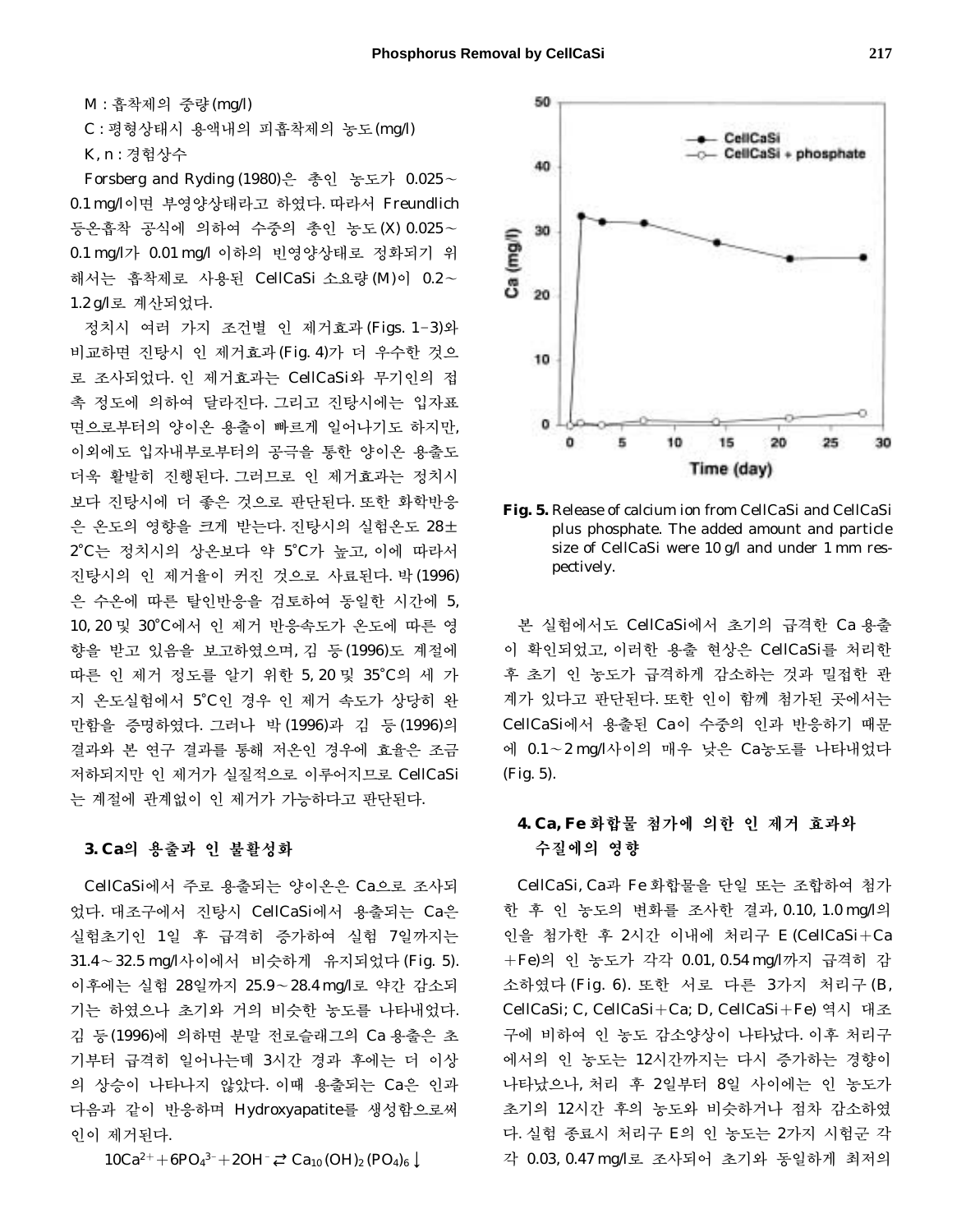M : 흡착제의 중량(mg/l)

C : 평형상태시 용액내의 피흡착제의 농도(mg/l)

K, n : 경험상수

Forsberg and Ryding (1980)은 총인 농도가 0.025~0.1 mg/l이면 부영양상태라고 하였다. 따라서 Freundlich 등온흡착 공식에 의하여 수중의 총인 농도(X) 0.025~0.1 mg/l가 0.01 mg/l 이하의 빈영양상태로 정화되기 위해서는 흡착제로 사용된 CellCaSi 소요량(M)이 0.2~1.2 g/l로 계산되었다.

정치시 여러 가지 조건별 인 제거효과(Figs. 1-3)와 비교하면 진탕시 인 제거효과(Fig. 4)가 더 우수한 것으로 조사되었다. 인 제거효과는 CellCaSi와 무기인의 접촉 정도에 의하여 달라진다. 그리고 진탕시에는 입자표면으로부터의 양이온 용출이 빠르게 일어나기도 하지만, 이외에도 입자내부로부터의 공극을 통한 양이온 용출도 더욱 활발히 진행된다. 그러므로 인 제거효과는 정치시보다 진탕시에 더 좋은 것으로 판단된다. 또한 화학반응은 온도의 영향을 크게 받는다. 진탕시의 실험온도 28±2°C는 정치시의 상온보다 약 5°C가 높고, 이에 따라서 진탕시의 인 제거율이 커진 것으로 사료된다. 박(1996)은 수온에 따른 탈인반응을 검토하여 동일한 시간에 5, 10, 20 및 30°C에서 인 제거 반응속도가 온도에 따른 영향을 받고 있음을 보고하였으며, 김 등(1996)도 계절에 따른 인 제거 정도를 알기 위한 5, 20 및 35°C의 세 가지 온도실험에서 5°C인 경우 인 제거 속도가 상당히 완만함을 증명하였다. 그러나 박(1996)과 김 등(1996)의 결과와 본 연구 결과를 통해 저온인 경우에 효율은 조금 저하되지만 인 제거가 실질적으로 이루어지므로 CellCaSi는 계절에 관계없이 인 제거가 가능하다고 판단된다.

### 3. Ca의 용출과 인 불활성화

CellCaSi에서 주로 용출되는 양이온은 Ca으로 조사되었다. 대조구에서 진탕시 CellCaSi에서 용출되는 Ca은 실험초기인 1일 후 급격히 증가하여 실험 7일까지는 31.4~32.5 mg/l사이에서 비슷하게 유지되었다(Fig. 5). 이후에는 실험 28일까지 25.9~28.4 mg/l로 약간 감소되기는 하였으나 초기와 거의 비슷한 농도를 나타내었다. 김 등(1996)에 의하면 분말 전로슬래그의 Ca 용출은 초기부터 급격히 일어나는데 3시간 경과 후에는 더 이상의 상승이 나타나지 않았다. 이때 용출되는 Ca은 인과 다음과 같이 반응하며 Hydroxyapatite를 생성함으로써 인이 제거된다.

$$10Ca^{2+} + 6PO_4^{3-} + 2OH^- \rightleftarrows Ca_{10}(OH)_2(PO_4)_6 \downarrow$$

**Fig. 5.** Release of calcium ion from CellCaSi and CellCaSi plus phosphate. The added amount and particle size of CellCaSi were 10 g/l and under 1 mm respectively.

본 실험에서도 CellCaSi에서 초기의 급격한 Ca 용출이 확인되었고, 이러한 용출 현상은 CellCaSi를 처리한 후 초기 인 농도가 급격하게 감소하는 것과 밀접한 관계가 있다고 판단된다. 또한 인이 함께 첨가된 곳에서는 CellCaSi에서 용출된 Ca이 수중의 인과 반응하기 때문에 0.1~2 mg/l사이의 매우 낮은 Ca농도를 나타내었다(Fig. 5).

### 4. Ca, Fe 화합물 첨가에 의한 인 제거 효과와 수질에의 영향

CellCaSi, Ca과 Fe 화합물을 단일 또는 조합하여 첨가한 후 인 농도의 변화를 조사한 결과, 0.10, 1.0 mg/l의 인을 첨가한 후 2시간 이내에 처리구 E (CellCaSi+Ca+Fe)의 인 농도가 각각 0.01, 0.54 mg/l까지 급격히 감소하였다(Fig. 6). 또한 서로 다른 3가지 처리구(B, CellCaSi; C, CellCaSi+Ca; D, CellCaSi+Fe) 역시 대조구에 비하여 인 농도 감소양상이 나타났다. 이후 처리구에서의 인 농도는 12시간까지는 다시 증가하는 경향이 나타났으나, 처리 후 2일부터 8일 사이에는 인 농도가 초기의 12시간 후의 농도와 비슷하거나 점차 감소하였다. 실험 종료시 처리구 E의 인 농도는 2가지 시험군 각각 0.03, 0.47 mg/l로 조사되어 초기와 동일하게 최저의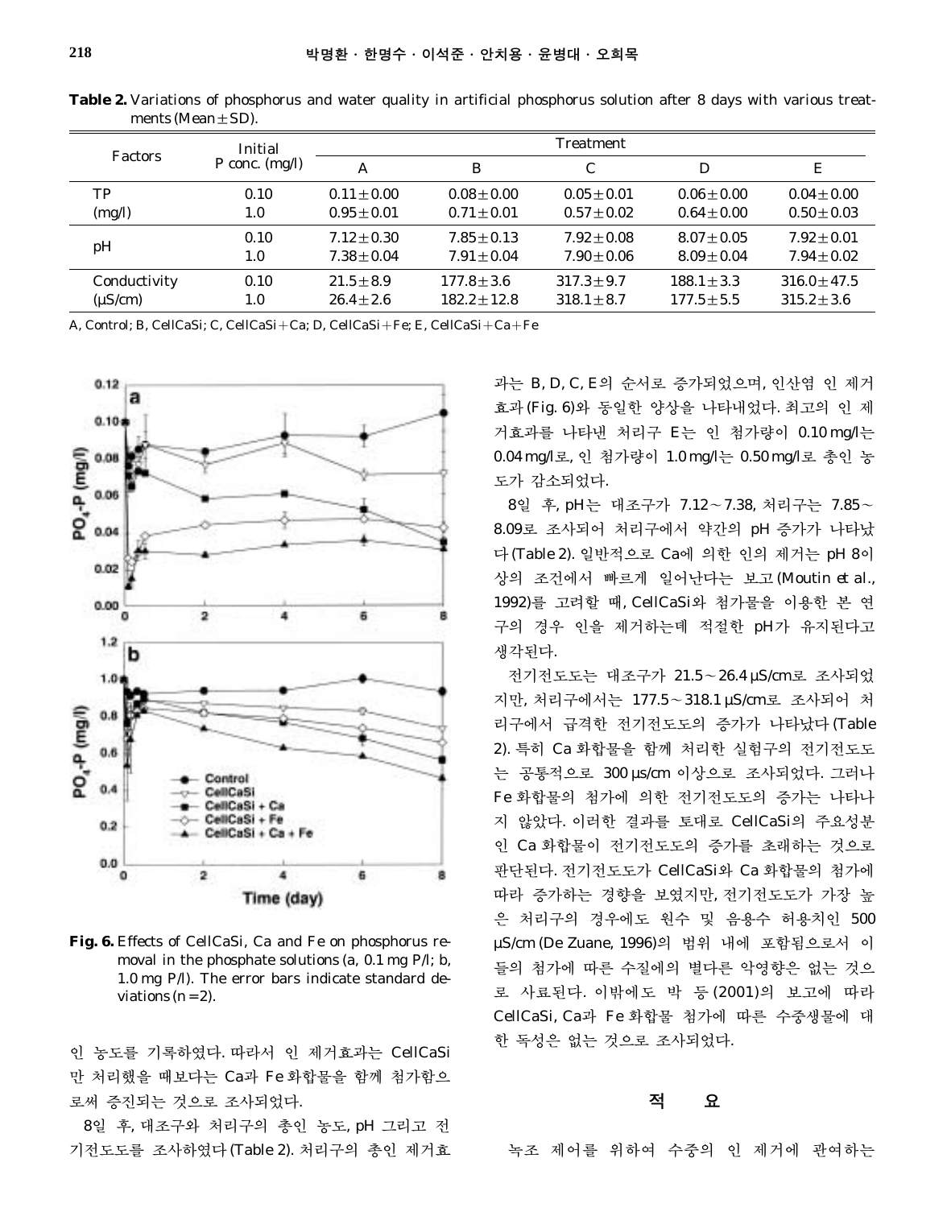**Table 2.** Variations of phosphorus and water quality in artificial phosphorus solution after 8 days with various treatments (Mean±SD).

| Factors | Initial P conc. (mg/l) | Treatment | | | | |
|---|---|---|---|---|---|---|
| | | A | B | C | D | E |
| TP (mg/l) | 0.10 | 0.11±0.00 | 0.08±0.00 | 0.05±0.01 | 0.06±0.00 | 0.04±0.00 |
| | 1.0 | 0.95±0.01 | 0.71±0.01 | 0.57±0.02 | 0.64±0.00 | 0.50±0.03 |
| pH | 0.10 | 7.12±0.30 | 7.85±0.13 | 7.92±0.08 | 8.07±0.05 | 7.92±0.01 |
| | 1.0 | 7.38±0.04 | 7.91±0.04 | 7.90±0.06 | 8.09±0.04 | 7.94±0.02 |
| Conductivity (μS/cm) | 0.10 | 21.5±8.9 | 177.8±3.6 | 317.3±9.7 | 188.1±3.3 | 316.0±47.5 |
| | 1.0 | 26.4±2.6 | 182.2±12.8 | 318.1±8.7 | 177.5±5.5 | 315.2±3.6 |

A, Control; B, CellCaSi; C, CellCaSi+Ca; D, CellCaSi+Fe; E, CellCaSi+Ca+Fe

**Fig. 6.** Effects of CellCaSi, Ca and Fe on phosphorus removal in the phosphate solutions (a, 0.1 mg P/l; b, 1.0 mg P/l). The error bars indicate standard deviations (n=2).

인 농도를 기록하였다. 따라서 인 제거효과는 CellCaSi 만 처리했을 때보다는 Ca과 Fe 화합물을 함께 첨가함으로써 증진되는 것으로 조사되었다.

8일 후, 대조구와 처리구의 총인 농도, pH 그리고 전기전도도를 조사하였다 (Table 2). 처리구의 총인 제거효과는 B, D, C, E의 순서로 증가되었으며, 인산염 인 제거효과 (Fig. 6)와 동일한 양상을 나타내었다. 최고의 인 제거효과를 나타낸 처리구 E는 인 첨가량이 0.10 mg/l는 0.04 mg/l로, 인 첨가량이 1.0 mg/l는 0.50 mg/l로 총인 농도가 감소되었다.

8일 후, pH는 대조구가 7.12~7.38, 처리구는 7.85~8.09로 조사되어 처리구에서 약간의 pH 증가가 나타났다 (Table 2). 일반적으로 Ca에 의한 인의 제거는 pH 8이상의 조건에서 빠르게 일어난다는 보고 (Moutin *et al.*, 1992)를 고려할 때, CellCaSi와 첨가물을 이용한 본 연구의 경우 인을 제거하는데 적절한 pH가 유지된다고 생각된다.

전기전도도는 대조구가 21.5~26.4 μS/cm로 조사되었지만, 처리구에서는 177.5~318.1 μS/cm로 조사되어 처리구에서 급격한 전기전도도의 증가가 나타났다 (Table 2). 특히 Ca 화합물을 함께 처리한 실험구의 전기전도도는 공통적으로 300 μs/cm 이상으로 조사되었다. 그러나 Fe 화합물의 첨가에 의한 전기전도도의 증가는 나타나지 않았다. 이러한 결과를 토대로 CellCaSi의 주요성분인 Ca 화합물이 전기전도도의 증가를 초래하는 것으로 판단된다. 전기전도도가 CellCaSi와 Ca 화합물의 첨가에 따라 증가하는 경향을 보였지만, 전기전도도가 가장 높은 처리구의 경우에도 원수 및 음용수 허용치인 500 μS/cm (De Zuane, 1996)의 범위 내에 포함됨으로서 이들의 첨가에 따른 수질에의 별다른 악영향은 없는 것으로 사료된다. 이밖에도 박 등 (2001)의 보고에 따라 CellCaSi, Ca과 Fe 화합물 첨가에 따른 수중생물에 대한 독성은 없는 것으로 조사되었다.

## 적 요

녹조 제어를 위하여 수중의 인 제거에 관여하는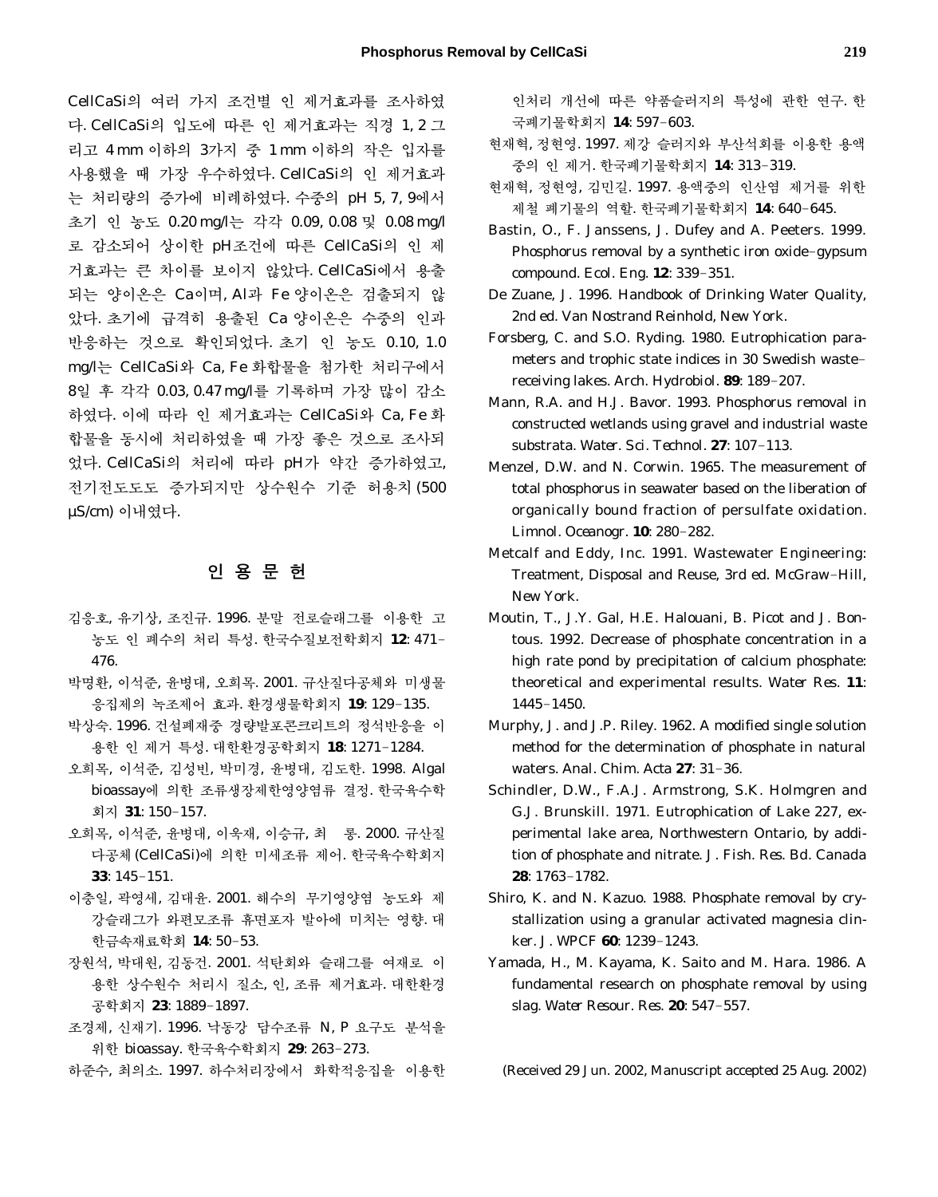CellCaSi의 여러 가지 조건별 인 제거효과를 조사하였다. CellCaSi의 입도에 따른 인 제거효과는 직경 1, 2 그리고 4 mm 이하의 3가지 중 1 mm 이하의 작은 입자를 사용했을 때 가장 우수하였다. CellCaSi의 인 제거효과는 처리량의 증가에 비례하였다. 수중의 pH 5, 7, 9에서 초기 인 농도 0.20 mg/l는 각각 0.09, 0.08 및 0.08 mg/l로 감소되어 상이한 pH조건에 따른 CellCaSi의 인 제거효과는 큰 차이를 보이지 않았다. CellCaSi에서 용출되는 양이온은 Ca이며, Al과 Fe 양이온은 검출되지 않았다. 초기에 급격히 용출된 Ca 양이온은 수중의 인과 반응하는 것으로 확인되었다. 초기 인 농도 0.10, 1.0 mg/l는 CellCaSi와 Ca, Fe 화합물을 첨가한 처리구에서 8일 후 각각 0.03, 0.47 mg/l를 기록하며 가장 많이 감소하였다. 이에 따라 인 제거효과는 CellCaSi와 Ca, Fe 화합물을 동시에 처리하였을 때 가장 좋은 것으로 조사되었다. CellCaSi의 처리에 따라 pH가 약간 증가하였고, 전기전도도도 증가되지만 상수원수 기준 허용치 (500 μS/cm) 이내였다.

## 인 용 문 헌

김응호, 유기상, 조진규. 1996. 분말 전로슬래그를 이용한 고농도 인 폐수의 처리 특성. 한국수질보전학회지 **12**: 471-476.

박명환, 이석준, 윤병대, 오희목. 2001. 규산질다공체와 미생물 응집제의 녹조제어 효과. 환경생물학회지 **19**: 129-135.

박상숙. 1996. 건설폐재중 경량발포콘크리트의 정석반응을 이용한 인 제거 특성. 대한환경공학회지 **18**: 1271-1284.

오희목, 이석준, 김성빈, 박미경, 윤병대, 김도한. 1998. Algal bioassay에 의한 조류생장제한영양염류 결정. 한국육수학회지 **31**: 150-157.

오희목, 이석준, 윤병대, 이옥재, 이승규, 최 롱. 2000. 규산질다공체 (CellCaSi)에 의한 미세조류 제어. 한국육수학회지 **33**: 145-151.

이충일, 곽영세, 김대윤. 2001. 해수의 무기영양염 농도와 제강슬래그가 와편모조류 휴면포자 발아에 미치는 영향. 대한금속재료학회 **14**: 50-53.

장원석, 박대원, 김동건. 2001. 석탄회와 슬래그를 여재로 이용한 상수원수 처리시 질소, 인, 조류 제거효과. 대한환경공학회지 **23**: 1889-1897.

조경제, 신재기. 1996. 낙동강 담수조류 N, P 요구도 분석을 위한 bioassay. 한국육수학회지 **29**: 263-273.

하준수, 최의소. 1997. 하수처리장에서 화학적응집을 이용한 인처리 개선에 따른 약품슬러지의 특성에 관한 연구. 한국폐기물학회지 **14**: 597-603.

현재혁, 정현영. 1997. 제강 슬러지와 부산석회를 이용한 용액중의 인 제거. 한국폐기물학회지 **14**: 313-319.

현재혁, 정현영, 김민길. 1997. 용액중의 인산염 제거를 위한 제철 폐기물의 역할. 한국폐기물학회지 **14**: 640-645.

Bastin, O., F. Janssens, J. Dufey and A. Peeters. 1999. Phosphorus removal by a synthetic iron oxide-gypsum compound. *Ecol. Eng.* **12**: 339-351.

De Zuane, J. 1996. Handbook of Drinking Water Quality, 2nd ed. Van Nostrand Reinhold, New York.

Forsberg, C. and S.O. Ryding. 1980. Eutrophication parameters and trophic state indices in 30 Swedish waste-receiving lakes. *Arch. Hydrobiol.* **89**: 189-207.

Mann, R.A. and H.J. Bavor. 1993. Phosphorus removal in constructed wetlands using gravel and industrial waste substrata. *Water. Sci. Technol.* **27**: 107-113.

Menzel, D.W. and N. Corwin. 1965. The measurement of total phosphorus in seawater based on the liberation of organically bound fraction of persulfate oxidation. *Limnol. Oceanogr.* **10**: 280-282.

Metcalf and Eddy, Inc. 1991. Wastewater Engineering: Treatment, Disposal and Reuse, 3rd ed. McGraw-Hill, New York.

Moutin, T., J.Y. Gal, H.E. Halouani, B. Picot and J. Bontous. 1992. Decrease of phosphate concentration in a high rate pond by precipitation of calcium phosphate: theoretical and experimental results. *Water Res.* **11**: 1445-1450.

Murphy, J. and J.P. Riley. 1962. A modified single solution method for the determination of phosphate in natural waters. *Anal. Chim. Acta* **27**: 31-36.

Schindler, D.W., F.A.J. Armstrong, S.K. Holmgren and G.J. Brunskill. 1971. Eutrophication of Lake 227, experimental lake area, Northwestern Ontario, by addition of phosphate and nitrate. *J. Fish. Res. Bd. Canada* **28**: 1763-1782.

Shiro, K. and N. Kazuo. 1988. Phosphate removal by crystallization using a granular activated magnesia clinker. *J. WPCF* **60**: 1239-1243.

Yamada, H., M. Kayama, K. Saito and M. Hara. 1986. A fundamental research on phosphate removal by using slag. *Water Resour. Res.* **20**: 547-557.

(Received 29 Jun. 2002, Manuscript accepted 25 Aug. 2002)